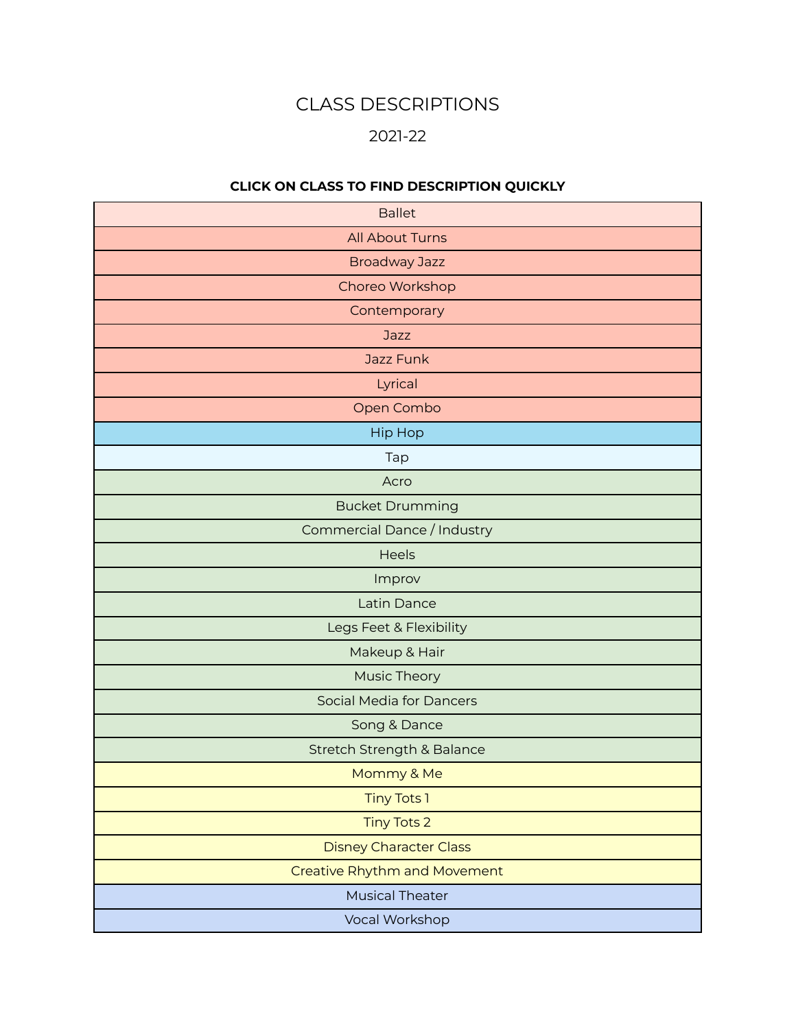# CLASS DESCRIPTIONS

2021-22

**CLICK ON CLASS TO FIND DESCRIPTION QUICKLY**

| |
|---|
| Ballet |
| All About Turns |
| Broadway Jazz |
| Choreo Workshop |
| Contemporary |
| Jazz |
| Jazz Funk |
| Lyrical |
| Open Combo |
| Hip Hop |
| Tap |
| Acro |
| Bucket Drumming |
| Commercial Dance / Industry |
| Heels |
| Improv |
| Latin Dance |
| Legs Feet & Flexibility |
| Makeup & Hair |
| Music Theory |
| Social Media for Dancers |
| Song & Dance |
| Stretch Strength & Balance |
| Mommy & Me |
| Tiny Tots 1 |
| Tiny Tots 2 |
| Disney Character Class |
| Creative Rhythm and Movement |
| Musical Theater |
| Vocal Workshop |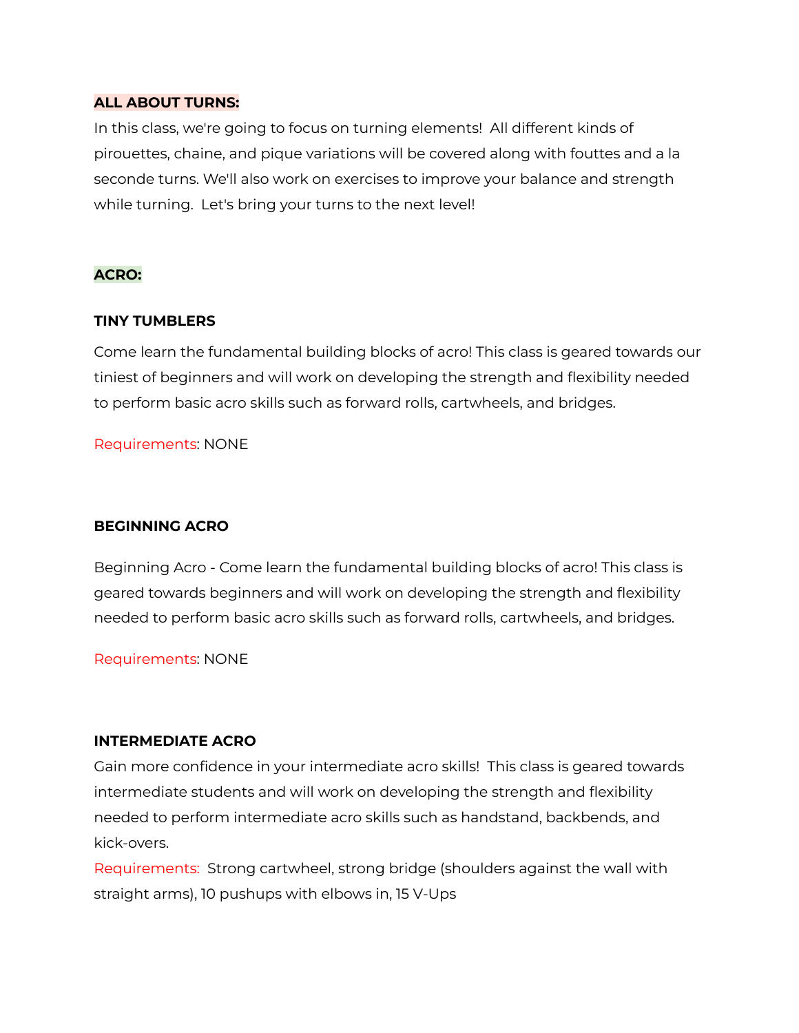**ALL ABOUT TURNS:**

In this class, we're going to focus on turning elements!  All different kinds of pirouettes, chaine, and pique variations will be covered along with fouttes and a la seconde turns. We'll also work on exercises to improve your balance and strength while turning.  Let's bring your turns to the next level!

**ACRO:**

**TINY TUMBLERS**

Come learn the fundamental building blocks of acro! This class is geared towards our tiniest of beginners and will work on developing the strength and flexibility needed to perform basic acro skills such as forward rolls, cartwheels, and bridges.

Requirements: NONE

**BEGINNING ACRO**

Beginning Acro - Come learn the fundamental building blocks of acro! This class is geared towards beginners and will work on developing the strength and flexibility needed to perform basic acro skills such as forward rolls, cartwheels, and bridges.

Requirements: NONE

**INTERMEDIATE ACRO**

Gain more confidence in your intermediate acro skills!  This class is geared towards intermediate students and will work on developing the strength and flexibility needed to perform intermediate acro skills such as handstand, backbends, and kick-overs.

Requirements:  Strong cartwheel, strong bridge (shoulders against the wall with straight arms), 10 pushups with elbows in, 15 V-Ups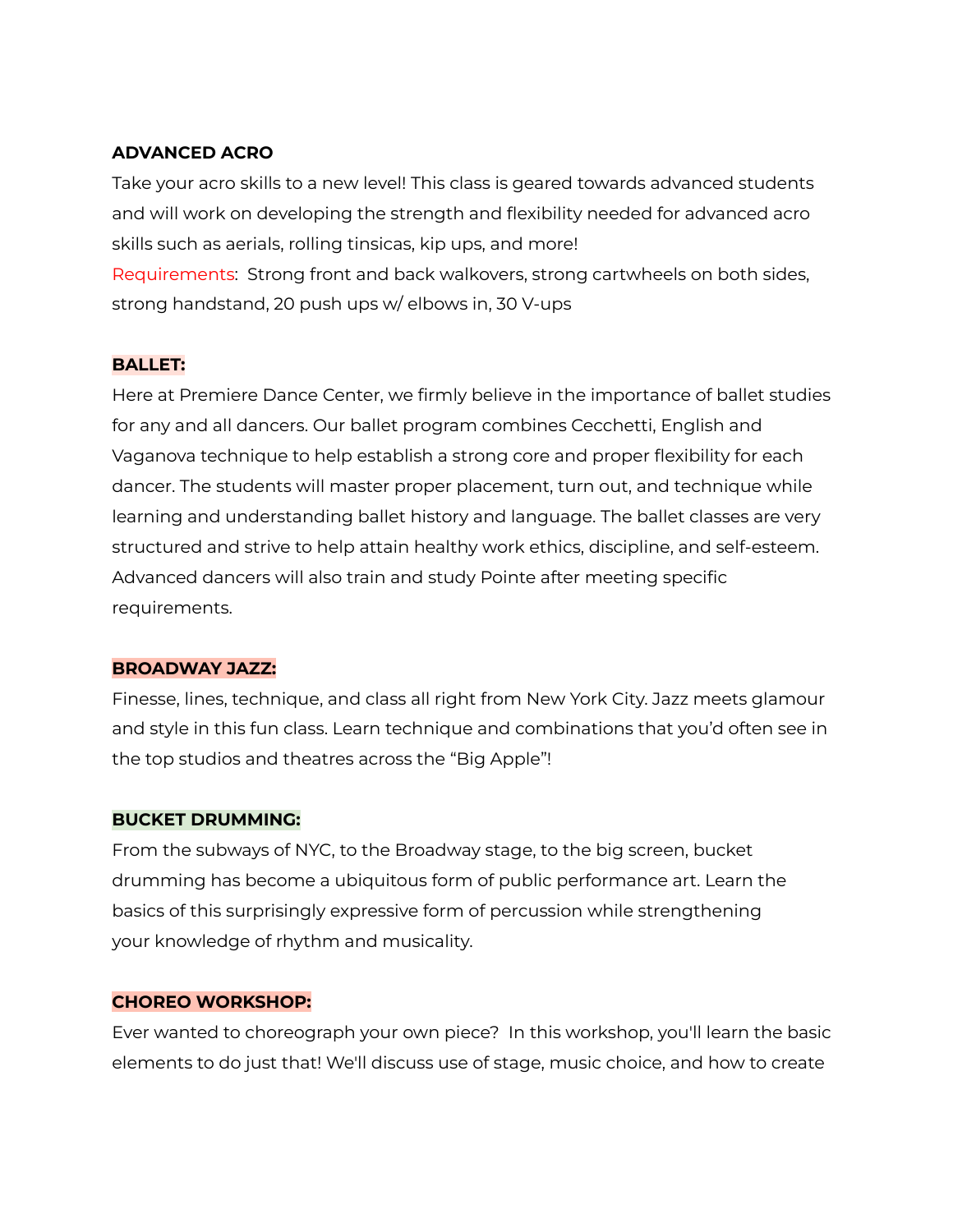**ADVANCED ACRO**

Take your acro skills to a new level! This class is geared towards advanced students and will work on developing the strength and flexibility needed for advanced acro skills such as aerials, rolling tinsicas, kip ups, and more!

Requirements: Strong front and back walkovers, strong cartwheels on both sides, strong handstand, 20 push ups w/ elbows in, 30 V-ups

**BALLET:**

Here at Premiere Dance Center, we firmly believe in the importance of ballet studies for any and all dancers. Our ballet program combines Cecchetti, English and Vaganova technique to help establish a strong core and proper flexibility for each dancer. The students will master proper placement, turn out, and technique while learning and understanding ballet history and language. The ballet classes are very structured and strive to help attain healthy work ethics, discipline, and self-esteem. Advanced dancers will also train and study Pointe after meeting specific requirements.

**BROADWAY JAZZ:**

Finesse, lines, technique, and class all right from New York City. Jazz meets glamour and style in this fun class. Learn technique and combinations that you'd often see in the top studios and theatres across the "Big Apple"!

**BUCKET DRUMMING:**

From the subways of NYC, to the Broadway stage, to the big screen, bucket drumming has become a ubiquitous form of public performance art. Learn the basics of this surprisingly expressive form of percussion while strengthening your knowledge of rhythm and musicality.

**CHOREO WORKSHOP:**

Ever wanted to choreograph your own piece? In this workshop, you'll learn the basic elements to do just that! We'll discuss use of stage, music choice, and how to create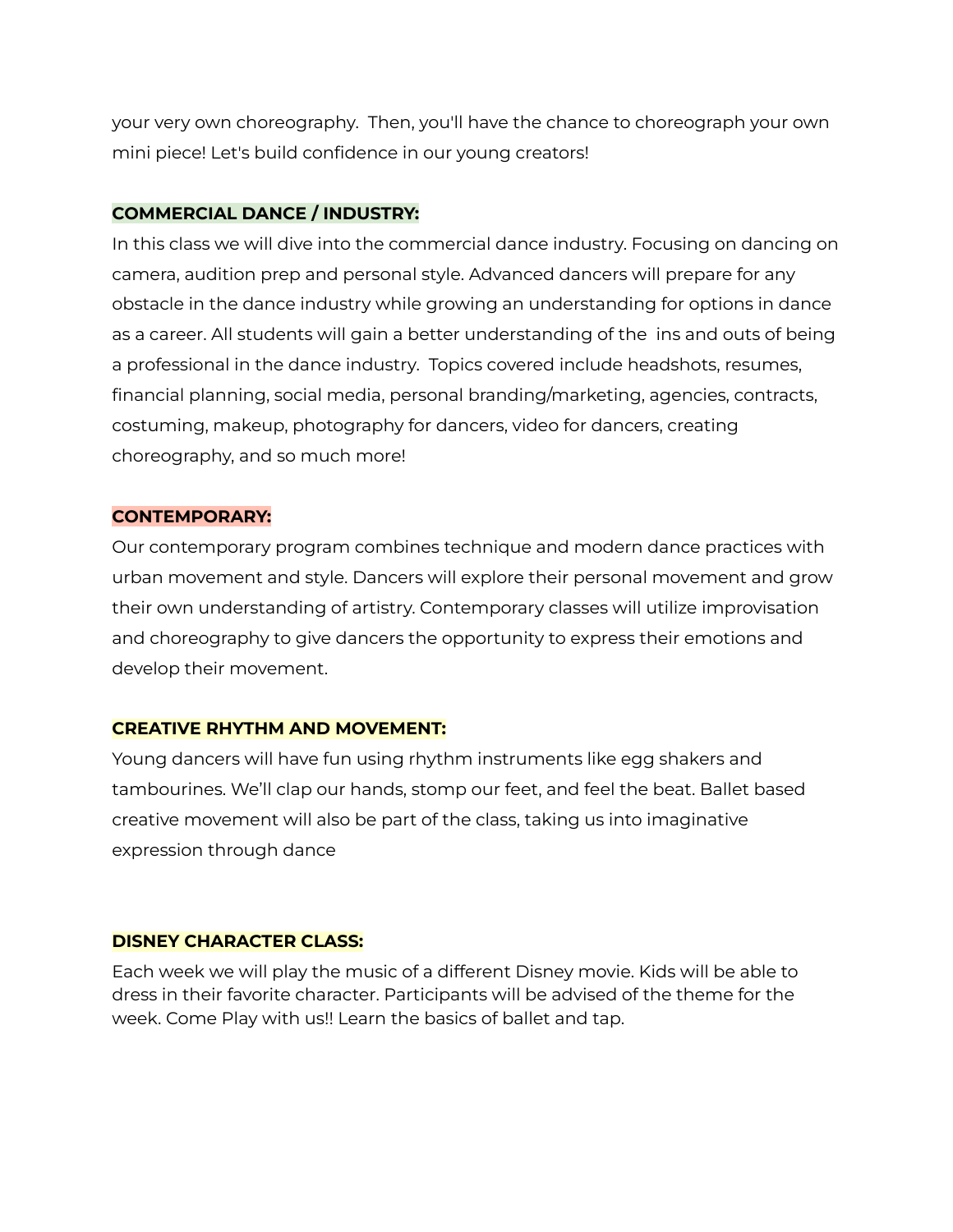your very own choreography. Then, you'll have the chance to choreograph your own mini piece! Let's build confidence in our young creators!

**COMMERCIAL DANCE / INDUSTRY:**

In this class we will dive into the commercial dance industry. Focusing on dancing on camera, audition prep and personal style. Advanced dancers will prepare for any obstacle in the dance industry while growing an understanding for options in dance as a career. All students will gain a better understanding of the ins and outs of being a professional in the dance industry. Topics covered include headshots, resumes, financial planning, social media, personal branding/marketing, agencies, contracts, costuming, makeup, photography for dancers, video for dancers, creating choreography, and so much more!

**CONTEMPORARY:**

Our contemporary program combines technique and modern dance practices with urban movement and style. Dancers will explore their personal movement and grow their own understanding of artistry. Contemporary classes will utilize improvisation and choreography to give dancers the opportunity to express their emotions and develop their movement.

**CREATIVE RHYTHM AND MOVEMENT:**

Young dancers will have fun using rhythm instruments like egg shakers and tambourines. We'll clap our hands, stomp our feet, and feel the beat. Ballet based creative movement will also be part of the class, taking us into imaginative expression through dance

**DISNEY CHARACTER CLASS:**

Each week we will play the music of a different Disney movie. Kids will be able to dress in their favorite character. Participants will be advised of the theme for the week. Come Play with us!! Learn the basics of ballet and tap.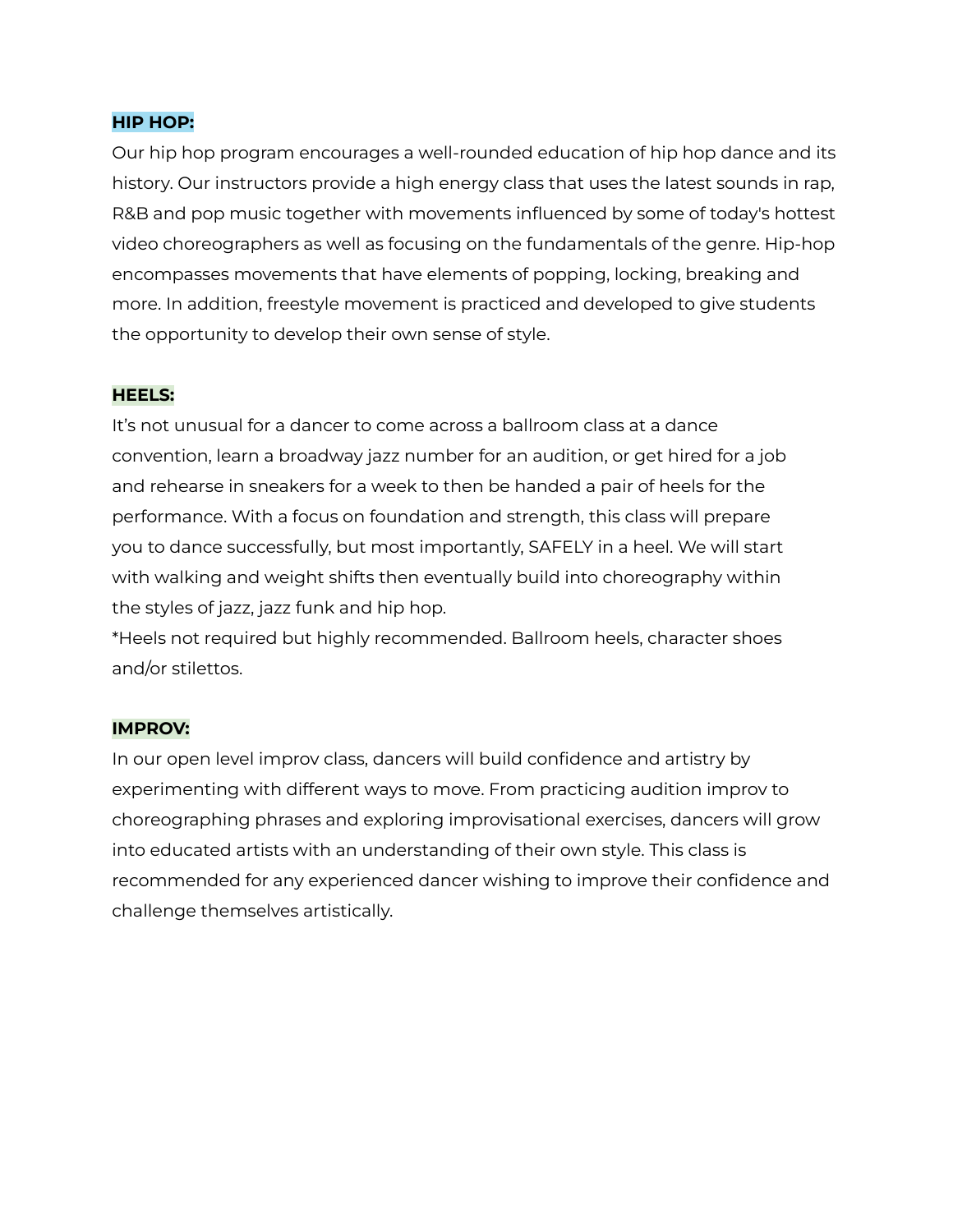**HIP HOP:**

Our hip hop program encourages a well-rounded education of hip hop dance and its history. Our instructors provide a high energy class that uses the latest sounds in rap, R&B and pop music together with movements influenced by some of today's hottest video choreographers as well as focusing on the fundamentals of the genre. Hip-hop encompasses movements that have elements of popping, locking, breaking and more. In addition, freestyle movement is practiced and developed to give students the opportunity to develop their own sense of style.

**HEELS:**

It's not unusual for a dancer to come across a ballroom class at a dance convention, learn a broadway jazz number for an audition, or get hired for a job and rehearse in sneakers for a week to then be handed a pair of heels for the performance. With a focus on foundation and strength, this class will prepare you to dance successfully, but most importantly, SAFELY in a heel. We will start with walking and weight shifts then eventually build into choreography within the styles of jazz, jazz funk and hip hop.
*Heels not required but highly recommended. Ballroom heels, character shoes and/or stilettos.

**IMPROV:**

In our open level improv class, dancers will build confidence and artistry by experimenting with different ways to move. From practicing audition improv to choreographing phrases and exploring improvisational exercises, dancers will grow into educated artists with an understanding of their own style. This class is recommended for any experienced dancer wishing to improve their confidence and challenge themselves artistically.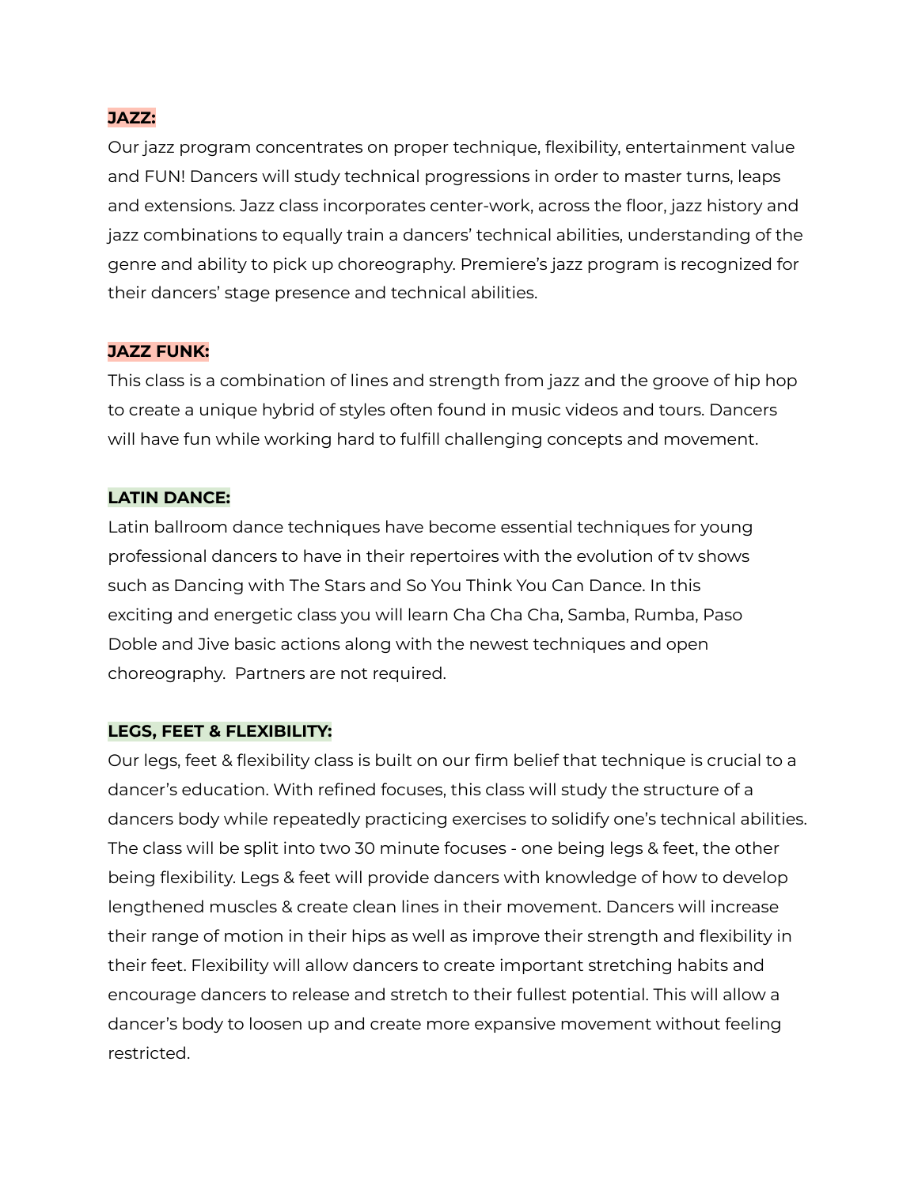**JAZZ:**

Our jazz program concentrates on proper technique, flexibility, entertainment value and FUN! Dancers will study technical progressions in order to master turns, leaps and extensions. Jazz class incorporates center-work, across the floor, jazz history and jazz combinations to equally train a dancers' technical abilities, understanding of the genre and ability to pick up choreography. Premiere's jazz program is recognized for their dancers' stage presence and technical abilities.

**JAZZ FUNK:**

This class is a combination of lines and strength from jazz and the groove of hip hop to create a unique hybrid of styles often found in music videos and tours. Dancers will have fun while working hard to fulfill challenging concepts and movement.

**LATIN DANCE:**

Latin ballroom dance techniques have become essential techniques for young professional dancers to have in their repertoires with the evolution of tv shows such as Dancing with The Stars and So You Think You Can Dance. In this exciting and energetic class you will learn Cha Cha Cha, Samba, Rumba, Paso Doble and Jive basic actions along with the newest techniques and open choreography. Partners are not required.

**LEGS, FEET & FLEXIBILITY:**

Our legs, feet & flexibility class is built on our firm belief that technique is crucial to a dancer's education. With refined focuses, this class will study the structure of a dancers body while repeatedly practicing exercises to solidify one's technical abilities. The class will be split into two 30 minute focuses - one being legs & feet, the other being flexibility. Legs & feet will provide dancers with knowledge of how to develop lengthened muscles & create clean lines in their movement. Dancers will increase their range of motion in their hips as well as improve their strength and flexibility in their feet. Flexibility will allow dancers to create important stretching habits and encourage dancers to release and stretch to their fullest potential. This will allow a dancer's body to loosen up and create more expansive movement without feeling restricted.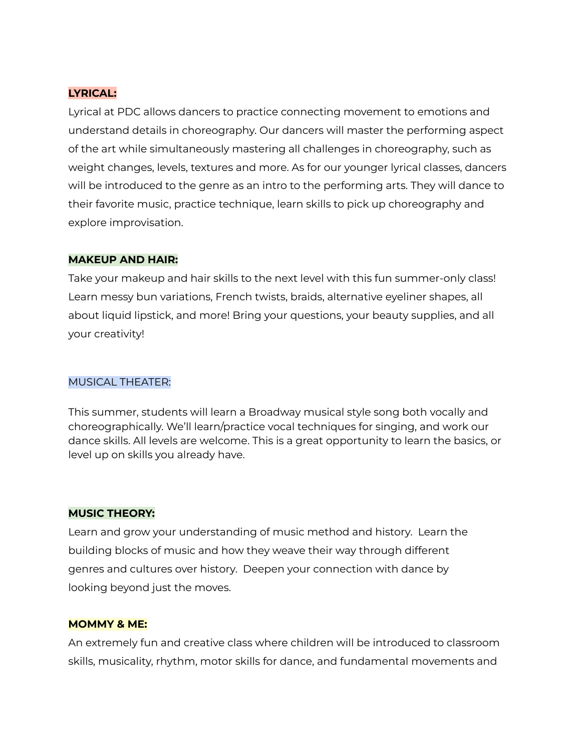**LYRICAL:**

Lyrical at PDC allows dancers to practice connecting movement to emotions and understand details in choreography. Our dancers will master the performing aspect of the art while simultaneously mastering all challenges in choreography, such as weight changes, levels, textures and more. As for our younger lyrical classes, dancers will be introduced to the genre as an intro to the performing arts. They will dance to their favorite music, practice technique, learn skills to pick up choreography and explore improvisation.

**MAKEUP AND HAIR:**

Take your makeup and hair skills to the next level with this fun summer-only class! Learn messy bun variations, French twists, braids, alternative eyeliner shapes, all about liquid lipstick, and more! Bring your questions, your beauty supplies, and all your creativity!

MUSICAL THEATER:

This summer, students will learn a Broadway musical style song both vocally and choreographically. We'll learn/practice vocal techniques for singing, and work our dance skills. All levels are welcome. This is a great opportunity to learn the basics, or level up on skills you already have.

**MUSIC THEORY:**

Learn and grow your understanding of music method and history. Learn the building blocks of music and how they weave their way through different genres and cultures over history. Deepen your connection with dance by looking beyond just the moves.

**MOMMY & ME:**

An extremely fun and creative class where children will be introduced to classroom skills, musicality, rhythm, motor skills for dance, and fundamental movements and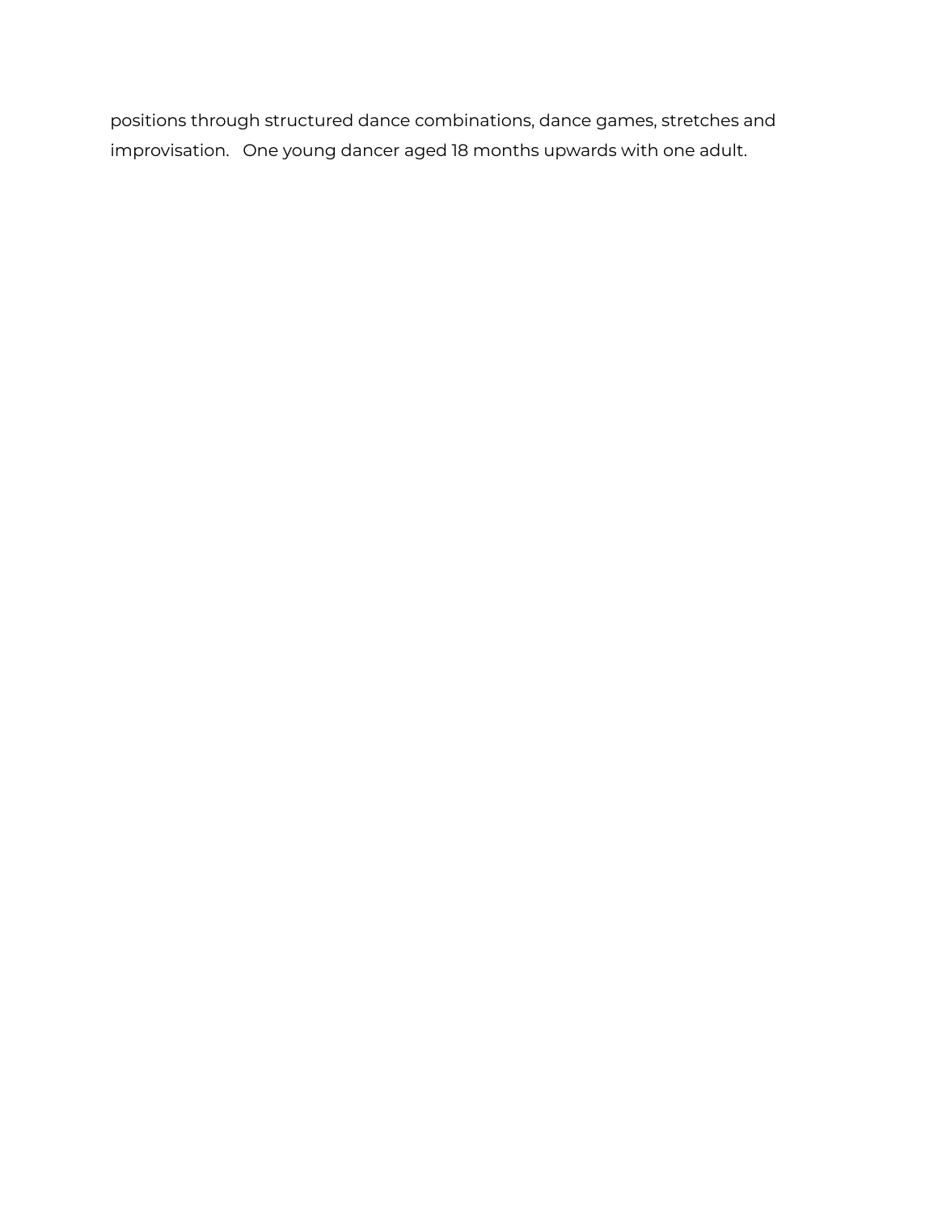positions through structured dance combinations, dance games, stretches and improvisation.   One young dancer aged 18 months upwards with one adult.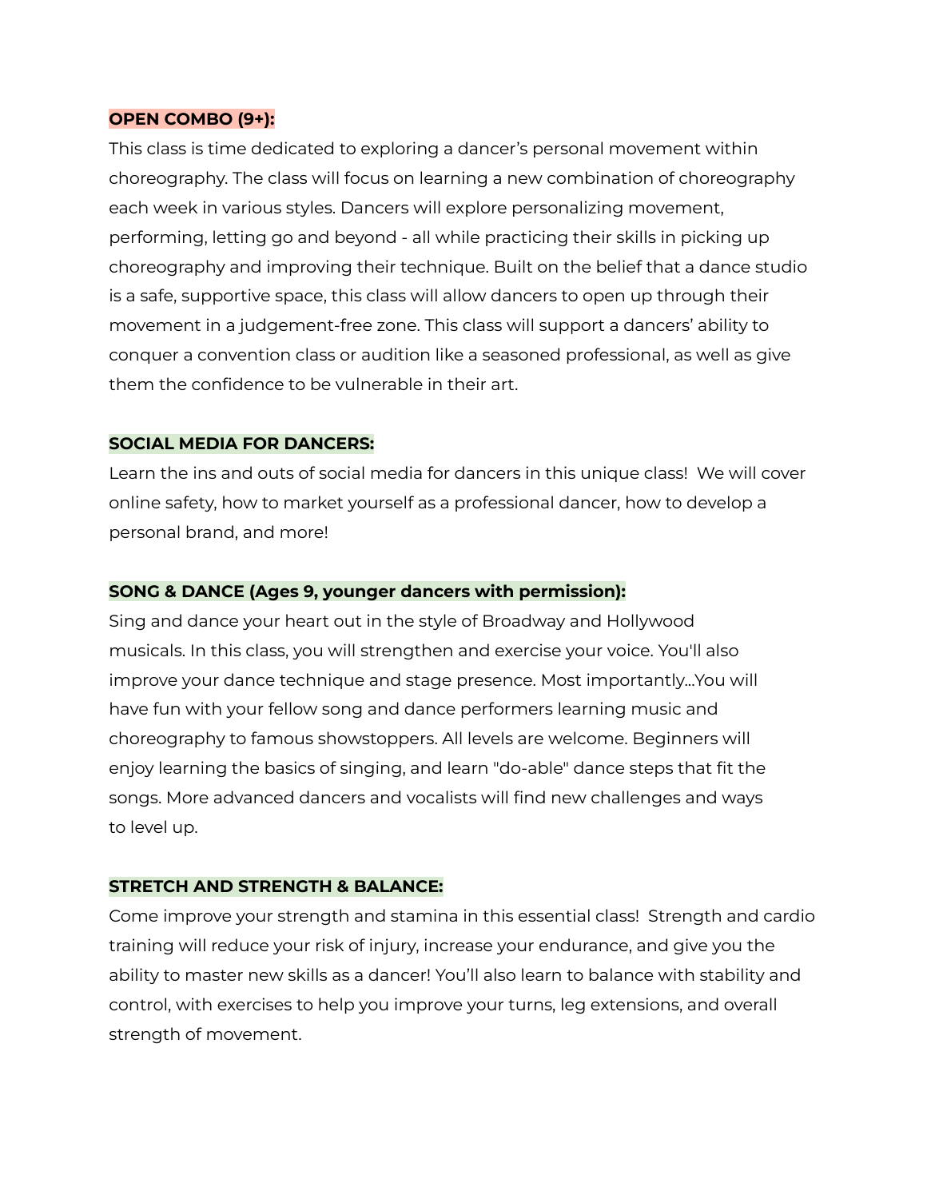**OPEN COMBO (9+):**

This class is time dedicated to exploring a dancer's personal movement within choreography. The class will focus on learning a new combination of choreography each week in various styles. Dancers will explore personalizing movement, performing, letting go and beyond - all while practicing their skills in picking up choreography and improving their technique. Built on the belief that a dance studio is a safe, supportive space, this class will allow dancers to open up through their movement in a judgement-free zone. This class will support a dancers' ability to conquer a convention class or audition like a seasoned professional, as well as give them the confidence to be vulnerable in their art.

**SOCIAL MEDIA FOR DANCERS:**

Learn the ins and outs of social media for dancers in this unique class!  We will cover online safety, how to market yourself as a professional dancer, how to develop a personal brand, and more!

**SONG & DANCE (Ages 9, younger dancers with permission):**

Sing and dance your heart out in the style of Broadway and Hollywood musicals. In this class, you will strengthen and exercise your voice. You'll also improve your dance technique and stage presence. Most importantly...You will have fun with your fellow song and dance performers learning music and choreography to famous showstoppers. All levels are welcome. Beginners will enjoy learning the basics of singing, and learn "do-able" dance steps that fit the songs. More advanced dancers and vocalists will find new challenges and ways to level up.

**STRETCH AND STRENGTH & BALANCE:**

Come improve your strength and stamina in this essential class!  Strength and cardio training will reduce your risk of injury, increase your endurance, and give you the ability to master new skills as a dancer! You'll also learn to balance with stability and control, with exercises to help you improve your turns, leg extensions, and overall strength of movement.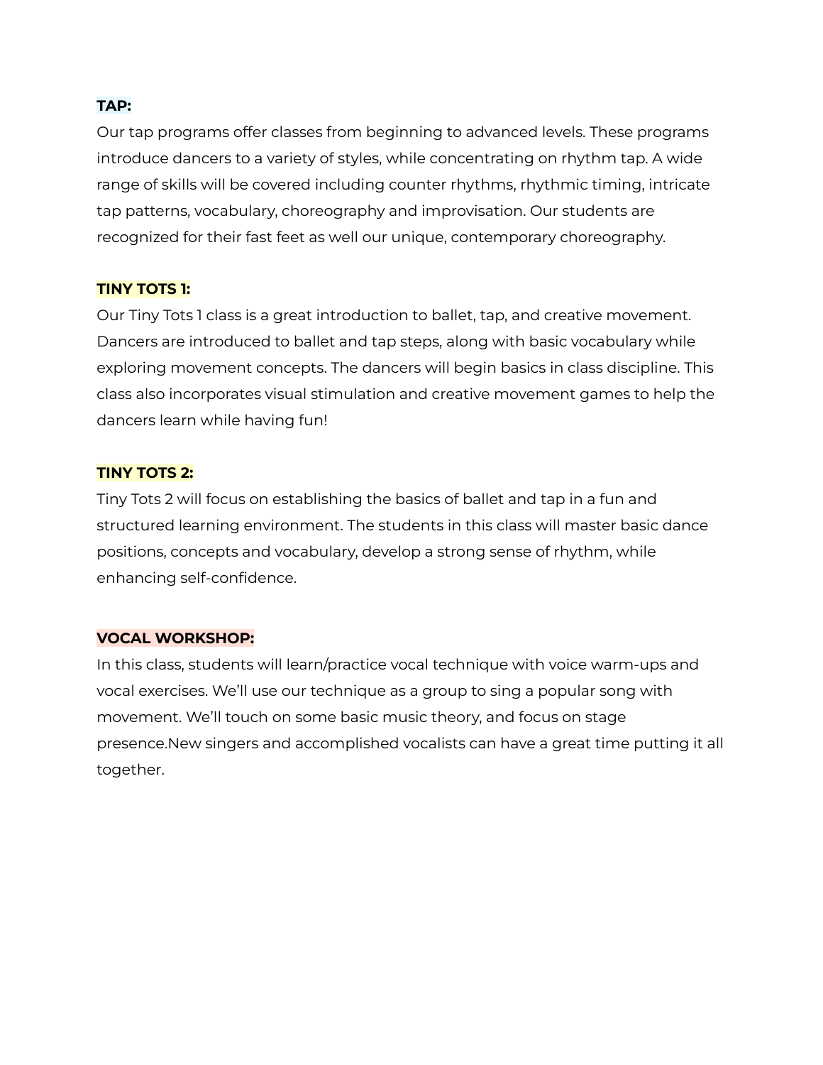**TAP:**

Our tap programs offer classes from beginning to advanced levels. These programs introduce dancers to a variety of styles, while concentrating on rhythm tap. A wide range of skills will be covered including counter rhythms, rhythmic timing, intricate tap patterns, vocabulary, choreography and improvisation. Our students are recognized for their fast feet as well our unique, contemporary choreography.

**TINY TOTS 1:**

Our Tiny Tots 1 class is a great introduction to ballet, tap, and creative movement. Dancers are introduced to ballet and tap steps, along with basic vocabulary while exploring movement concepts. The dancers will begin basics in class discipline. This class also incorporates visual stimulation and creative movement games to help the dancers learn while having fun!

**TINY TOTS 2:**

Tiny Tots 2 will focus on establishing the basics of ballet and tap in a fun and structured learning environment. The students in this class will master basic dance positions, concepts and vocabulary, develop a strong sense of rhythm, while enhancing self-confidence.

**VOCAL WORKSHOP:**

In this class, students will learn/practice vocal technique with voice warm-ups and vocal exercises. We'll use our technique as a group to sing a popular song with movement. We'll touch on some basic music theory, and focus on stage presence.New singers and accomplished vocalists can have a great time putting it all together.